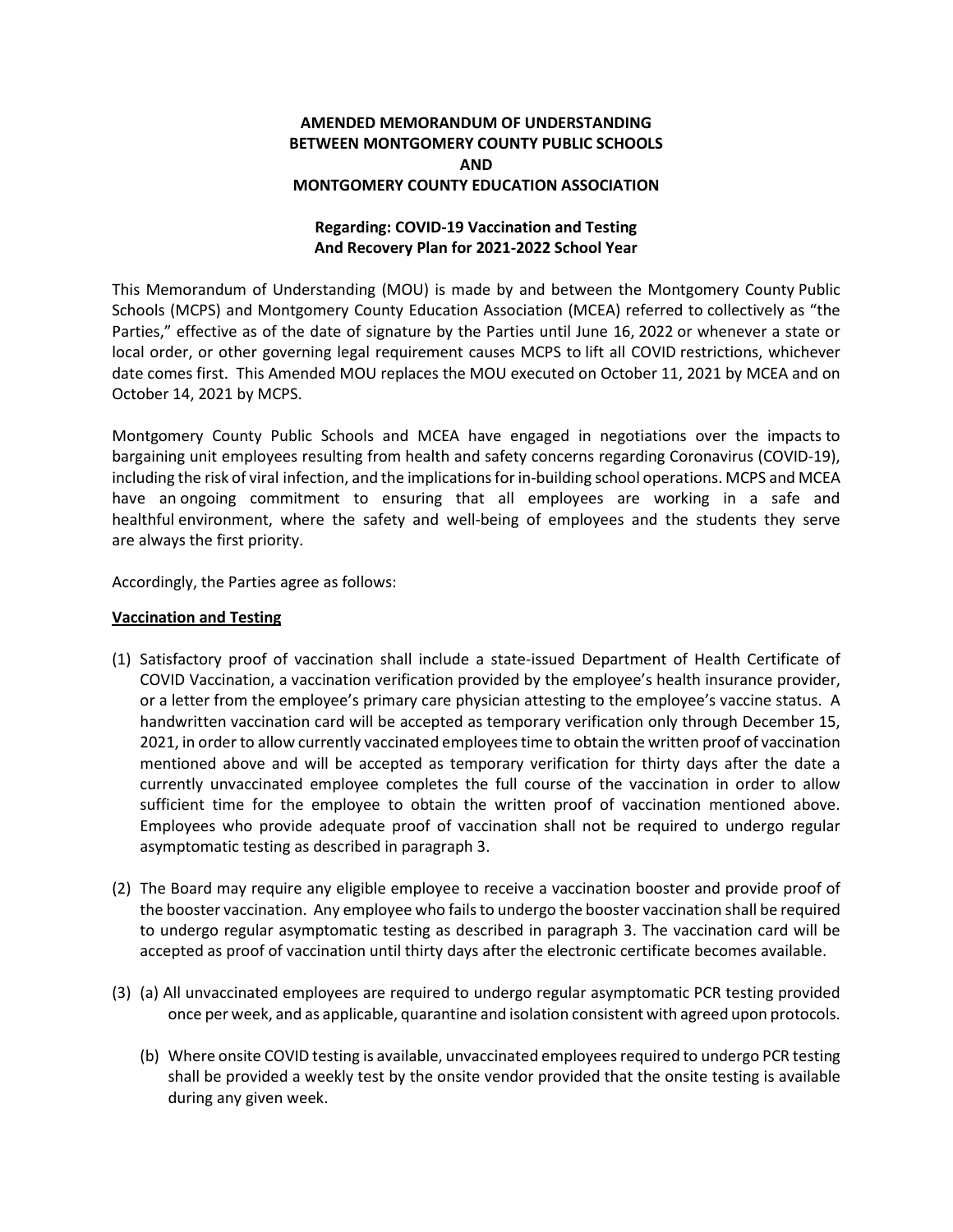# AMENDED MEMORANDUM OF UNDERSTANDING BETWEEN MONTGOMERY COUNTY PUBLIC SCHOOLS AND MONTGOMERY COUNTY EDUCATION ASSOCIATION

## Regarding: COVID-19 Vaccination and Testing And Recovery Plan for 2021-2022 School Year

This Memorandum of Understanding (MOU) is made by and between the Montgomery County Public Schools (MCPS) and Montgomery County Education Association (MCEA) referred to collectively as "the Parties," effective as of the date of signature by the Parties until June 16, 2022 or whenever a state or local order, or other governing legal requirement causes MCPS to lift all COVID restrictions, whichever date comes first. This Amended MOU replaces the MOU executed on October 11, 2021 by MCEA and on October 14, 2021 by MCPS.

Montgomery County Public Schools and MCEA have engaged in negotiations over the impacts to bargaining unit employees resulting from health and safety concerns regarding Coronavirus (COVID-19), including the risk of viral infection, and the implications for in-building school operations. MCPS and MCEA have an ongoing commitment to ensuring that all employees are working in a safe and healthful environment, where the safety and well-being of employees and the students they serve are always the first priority.

Accordingly, the Parties agree as follows:

**Vaccination and Testing**

(1) Satisfactory proof of vaccination shall include a state-issued Department of Health Certificate of COVID Vaccination, a vaccination verification provided by the employee's health insurance provider, or a letter from the employee's primary care physician attesting to the employee's vaccine status. A handwritten vaccination card will be accepted as temporary verification only through December 15, 2021, in order to allow currently vaccinated employees time to obtain the written proof of vaccination mentioned above and will be accepted as temporary verification for thirty days after the date a currently unvaccinated employee completes the full course of the vaccination in order to allow sufficient time for the employee to obtain the written proof of vaccination mentioned above. Employees who provide adequate proof of vaccination shall not be required to undergo regular asymptomatic testing as described in paragraph 3.

(2) The Board may require any eligible employee to receive a vaccination booster and provide proof of the booster vaccination. Any employee who fails to undergo the booster vaccination shall be required to undergo regular asymptomatic testing as described in paragraph 3. The vaccination card will be accepted as proof of vaccination until thirty days after the electronic certificate becomes available.

(3) (a) All unvaccinated employees are required to undergo regular asymptomatic PCR testing provided once per week, and as applicable, quarantine and isolation consistent with agreed upon protocols.

(b) Where onsite COVID testing is available, unvaccinated employees required to undergo PCR testing shall be provided a weekly test by the onsite vendor provided that the onsite testing is available during any given week.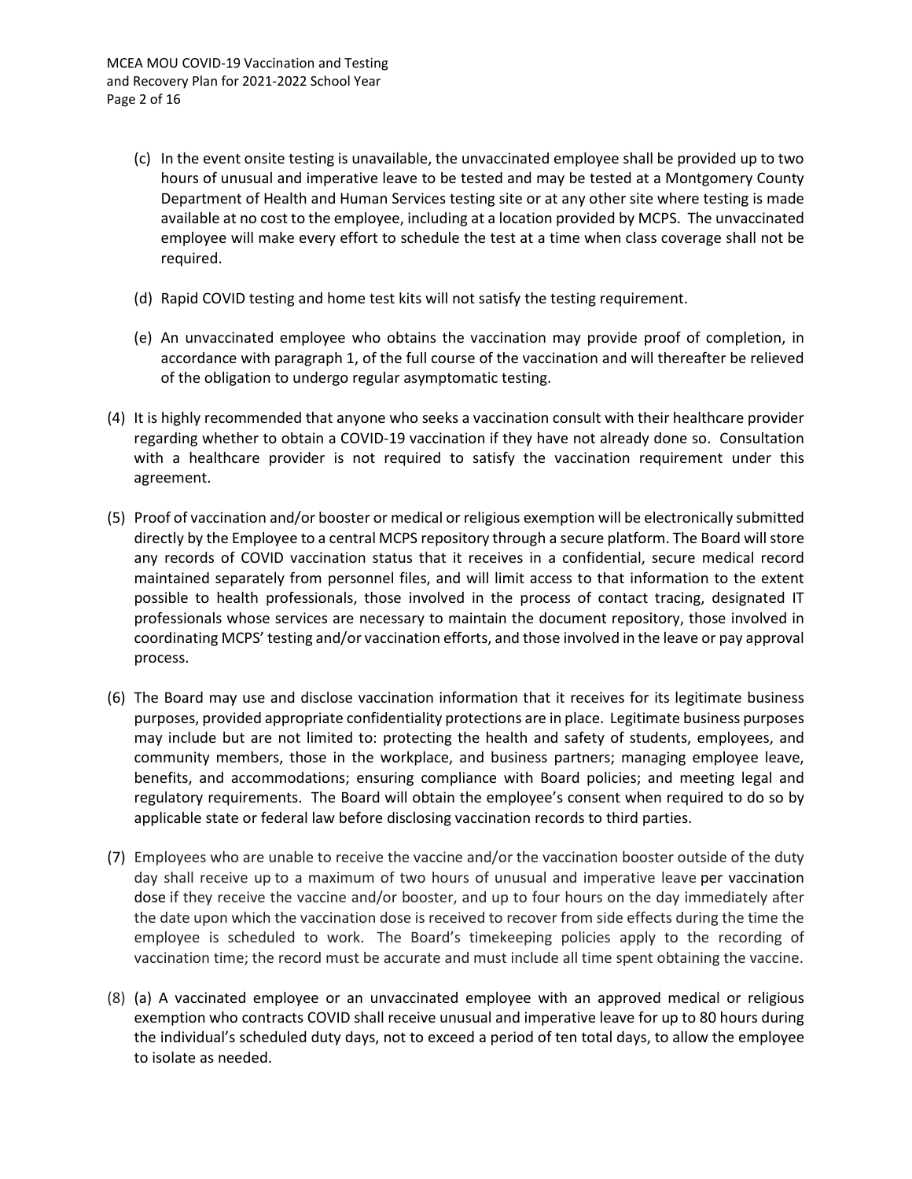(c) In the event onsite testing is unavailable, the unvaccinated employee shall be provided up to two hours of unusual and imperative leave to be tested and may be tested at a Montgomery County Department of Health and Human Services testing site or at any other site where testing is made available at no cost to the employee, including at a location provided by MCPS. The unvaccinated employee will make every effort to schedule the test at a time when class coverage shall not be required.

(d) Rapid COVID testing and home test kits will not satisfy the testing requirement.

(e) An unvaccinated employee who obtains the vaccination may provide proof of completion, in accordance with paragraph 1, of the full course of the vaccination and will thereafter be relieved of the obligation to undergo regular asymptomatic testing.

(4) It is highly recommended that anyone who seeks a vaccination consult with their healthcare provider regarding whether to obtain a COVID-19 vaccination if they have not already done so. Consultation with a healthcare provider is not required to satisfy the vaccination requirement under this agreement.

(5) Proof of vaccination and/or booster or medical or religious exemption will be electronically submitted directly by the Employee to a central MCPS repository through a secure platform. The Board will store any records of COVID vaccination status that it receives in a confidential, secure medical record maintained separately from personnel files, and will limit access to that information to the extent possible to health professionals, those involved in the process of contact tracing, designated IT professionals whose services are necessary to maintain the document repository, those involved in coordinating MCPS' testing and/or vaccination efforts, and those involved in the leave or pay approval process.

(6) The Board may use and disclose vaccination information that it receives for its legitimate business purposes, provided appropriate confidentiality protections are in place. Legitimate business purposes may include but are not limited to: protecting the health and safety of students, employees, and community members, those in the workplace, and business partners; managing employee leave, benefits, and accommodations; ensuring compliance with Board policies; and meeting legal and regulatory requirements. The Board will obtain the employee's consent when required to do so by applicable state or federal law before disclosing vaccination records to third parties.

(7) Employees who are unable to receive the vaccine and/or the vaccination booster outside of the duty day shall receive up to a maximum of two hours of unusual and imperative leave per vaccination dose if they receive the vaccine and/or booster, and up to four hours on the day immediately after the date upon which the vaccination dose is received to recover from side effects during the time the employee is scheduled to work. The Board's timekeeping policies apply to the recording of vaccination time; the record must be accurate and must include all time spent obtaining the vaccine.

(8) (a) A vaccinated employee or an unvaccinated employee with an approved medical or religious exemption who contracts COVID shall receive unusual and imperative leave for up to 80 hours during the individual's scheduled duty days, not to exceed a period of ten total days, to allow the employee to isolate as needed.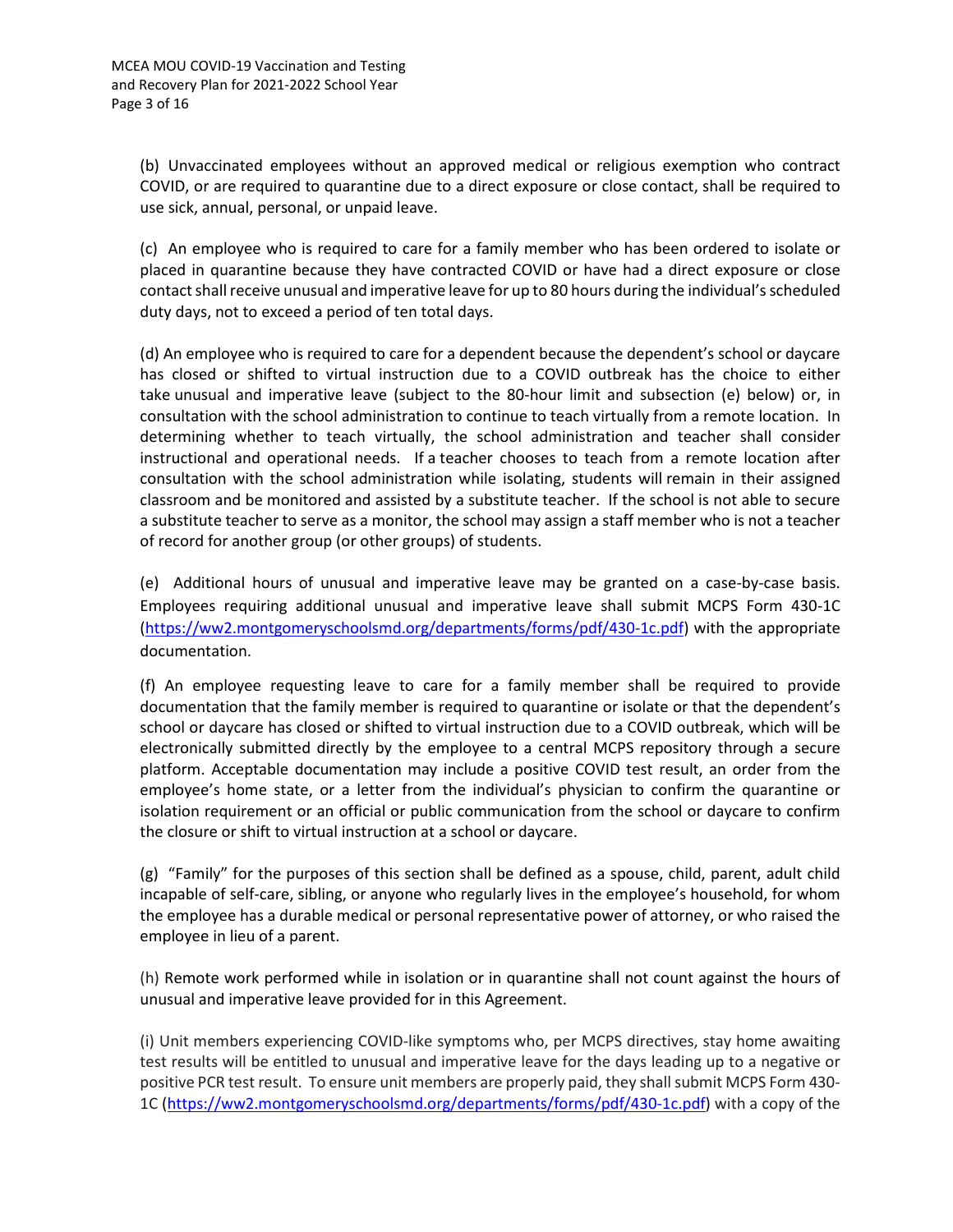(b) Unvaccinated employees without an approved medical or religious exemption who contract COVID, or are required to quarantine due to a direct exposure or close contact, shall be required to use sick, annual, personal, or unpaid leave.

(c) An employee who is required to care for a family member who has been ordered to isolate or placed in quarantine because they have contracted COVID or have had a direct exposure or close contact shall receive unusual and imperative leave for up to 80 hours during the individual's scheduled duty days, not to exceed a period of ten total days.

(d) An employee who is required to care for a dependent because the dependent's school or daycare has closed or shifted to virtual instruction due to a COVID outbreak has the choice to either take unusual and imperative leave (subject to the 80-hour limit and subsection (e) below) or, in consultation with the school administration to continue to teach virtually from a remote location. In determining whether to teach virtually, the school administration and teacher shall consider instructional and operational needs. If a teacher chooses to teach from a remote location after consultation with the school administration while isolating, students will remain in their assigned classroom and be monitored and assisted by a substitute teacher. If the school is not able to secure a substitute teacher to serve as a monitor, the school may assign a staff member who is not a teacher of record for another group (or other groups) of students.

(e) Additional hours of unusual and imperative leave may be granted on a case-by-case basis. Employees requiring additional unusual and imperative leave shall submit MCPS Form 430-1C ([https://ww2.montgomeryschoolsmd.org/departments/forms/pdf/430-1c.pdf](https://ww2.montgomeryschoolsmd.org/departments/forms/pdf/430-1c.pdf)) with the appropriate documentation.

(f) An employee requesting leave to care for a family member shall be required to provide documentation that the family member is required to quarantine or isolate or that the dependent's school or daycare has closed or shifted to virtual instruction due to a COVID outbreak, which will be electronically submitted directly by the employee to a central MCPS repository through a secure platform. Acceptable documentation may include a positive COVID test result, an order from the employee's home state, or a letter from the individual's physician to confirm the quarantine or isolation requirement or an official or public communication from the school or daycare to confirm the closure or shift to virtual instruction at a school or daycare.

(g) "Family" for the purposes of this section shall be defined as a spouse, child, parent, adult child incapable of self-care, sibling, or anyone who regularly lives in the employee's household, for whom the employee has a durable medical or personal representative power of attorney, or who raised the employee in lieu of a parent.

(h) Remote work performed while in isolation or in quarantine shall not count against the hours of unusual and imperative leave provided for in this Agreement.

(i) Unit members experiencing COVID-like symptoms who, per MCPS directives, stay home awaiting test results will be entitled to unusual and imperative leave for the days leading up to a negative or positive PCR test result. To ensure unit members are properly paid, they shall submit MCPS Form 430-1C ([https://ww2.montgomeryschoolsmd.org/departments/forms/pdf/430-1c.pdf](https://ww2.montgomeryschoolsmd.org/departments/forms/pdf/430-1c.pdf)) with a copy of the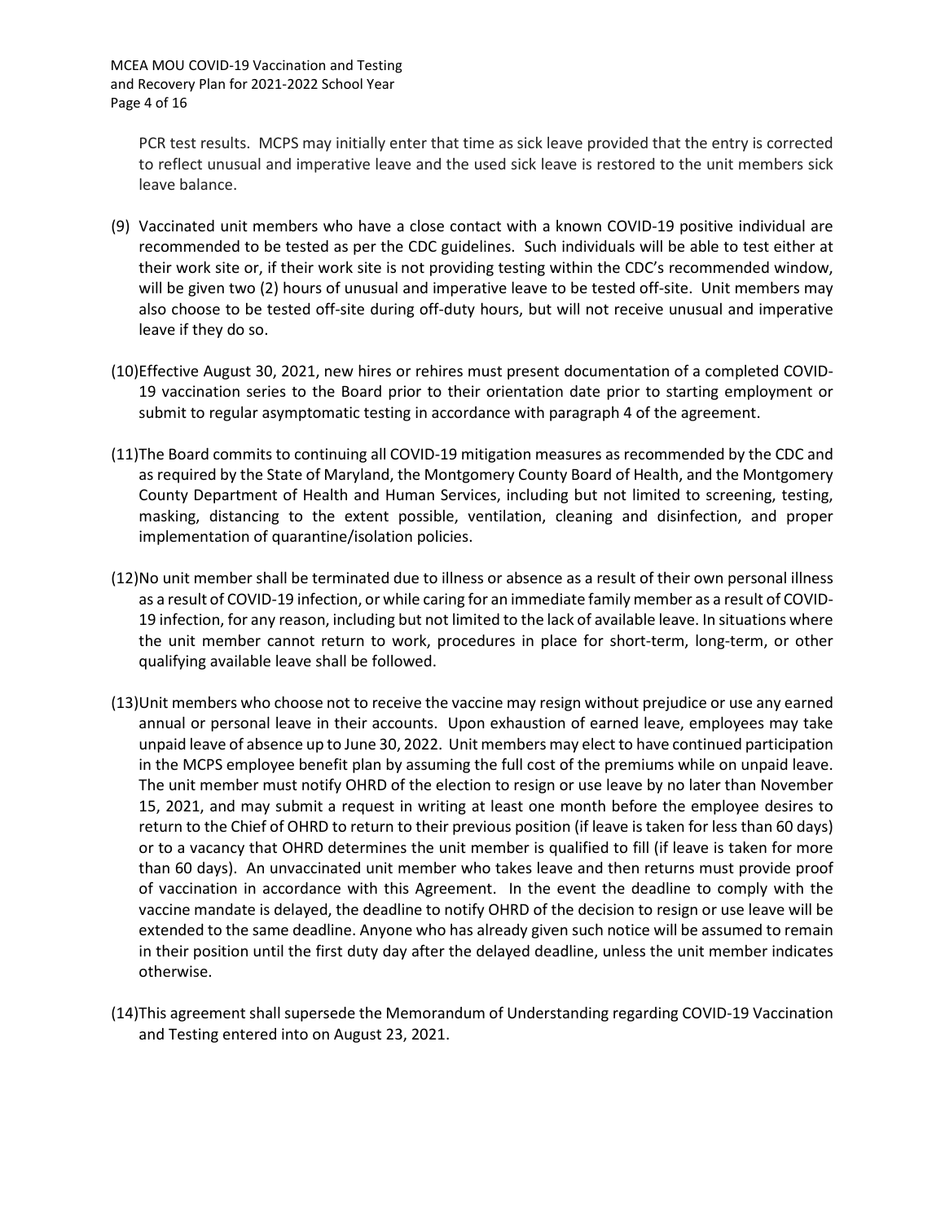PCR test results. MCPS may initially enter that time as sick leave provided that the entry is corrected to reflect unusual and imperative leave and the used sick leave is restored to the unit members sick leave balance.

(9) Vaccinated unit members who have a close contact with a known COVID-19 positive individual are recommended to be tested as per the CDC guidelines. Such individuals will be able to test either at their work site or, if their work site is not providing testing within the CDC's recommended window, will be given two (2) hours of unusual and imperative leave to be tested off-site. Unit members may also choose to be tested off-site during off-duty hours, but will not receive unusual and imperative leave if they do so.

(10) Effective August 30, 2021, new hires or rehires must present documentation of a completed COVID-19 vaccination series to the Board prior to their orientation date prior to starting employment or submit to regular asymptomatic testing in accordance with paragraph 4 of the agreement.

(11) The Board commits to continuing all COVID-19 mitigation measures as recommended by the CDC and as required by the State of Maryland, the Montgomery County Board of Health, and the Montgomery County Department of Health and Human Services, including but not limited to screening, testing, masking, distancing to the extent possible, ventilation, cleaning and disinfection, and proper implementation of quarantine/isolation policies.

(12) No unit member shall be terminated due to illness or absence as a result of their own personal illness as a result of COVID-19 infection, or while caring for an immediate family member as a result of COVID-19 infection, for any reason, including but not limited to the lack of available leave. In situations where the unit member cannot return to work, procedures in place for short-term, long-term, or other qualifying available leave shall be followed.

(13) Unit members who choose not to receive the vaccine may resign without prejudice or use any earned annual or personal leave in their accounts. Upon exhaustion of earned leave, employees may take unpaid leave of absence up to June 30, 2022. Unit members may elect to have continued participation in the MCPS employee benefit plan by assuming the full cost of the premiums while on unpaid leave. The unit member must notify OHRD of the election to resign or use leave by no later than November 15, 2021, and may submit a request in writing at least one month before the employee desires to return to the Chief of OHRD to return to their previous position (if leave is taken for less than 60 days) or to a vacancy that OHRD determines the unit member is qualified to fill (if leave is taken for more than 60 days). An unvaccinated unit member who takes leave and then returns must provide proof of vaccination in accordance with this Agreement. In the event the deadline to comply with the vaccine mandate is delayed, the deadline to notify OHRD of the decision to resign or use leave will be extended to the same deadline. Anyone who has already given such notice will be assumed to remain in their position until the first duty day after the delayed deadline, unless the unit member indicates otherwise.

(14) This agreement shall supersede the Memorandum of Understanding regarding COVID-19 Vaccination and Testing entered into on August 23, 2021.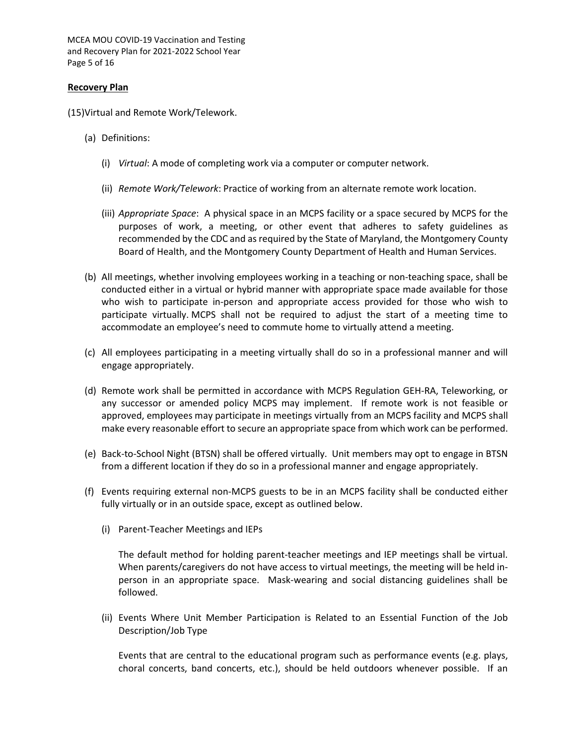**Recovery Plan**

(15)Virtual and Remote Work/Telework.

(a) Definitions:

(i) *Virtual*: A mode of completing work via a computer or computer network.

(ii) *Remote Work/Telework*: Practice of working from an alternate remote work location.

(iii) *Appropriate Space*: A physical space in an MCPS facility or a space secured by MCPS for the purposes of work, a meeting, or other event that adheres to safety guidelines as recommended by the CDC and as required by the State of Maryland, the Montgomery County Board of Health, and the Montgomery County Department of Health and Human Services.

(b) All meetings, whether involving employees working in a teaching or non-teaching space, shall be conducted either in a virtual or hybrid manner with appropriate space made available for those who wish to participate in-person and appropriate access provided for those who wish to participate virtually. MCPS shall not be required to adjust the start of a meeting time to accommodate an employee's need to commute home to virtually attend a meeting.

(c) All employees participating in a meeting virtually shall do so in a professional manner and will engage appropriately.

(d) Remote work shall be permitted in accordance with MCPS Regulation GEH-RA, Teleworking, or any successor or amended policy MCPS may implement. If remote work is not feasible or approved, employees may participate in meetings virtually from an MCPS facility and MCPS shall make every reasonable effort to secure an appropriate space from which work can be performed.

(e) Back-to-School Night (BTSN) shall be offered virtually. Unit members may opt to engage in BTSN from a different location if they do so in a professional manner and engage appropriately.

(f) Events requiring external non-MCPS guests to be in an MCPS facility shall be conducted either fully virtually or in an outside space, except as outlined below.

(i) Parent-Teacher Meetings and IEPs

The default method for holding parent-teacher meetings and IEP meetings shall be virtual. When parents/caregivers do not have access to virtual meetings, the meeting will be held in-person in an appropriate space. Mask-wearing and social distancing guidelines shall be followed.

(ii) Events Where Unit Member Participation is Related to an Essential Function of the Job Description/Job Type

Events that are central to the educational program such as performance events (e.g. plays, choral concerts, band concerts, etc.), should be held outdoors whenever possible. If an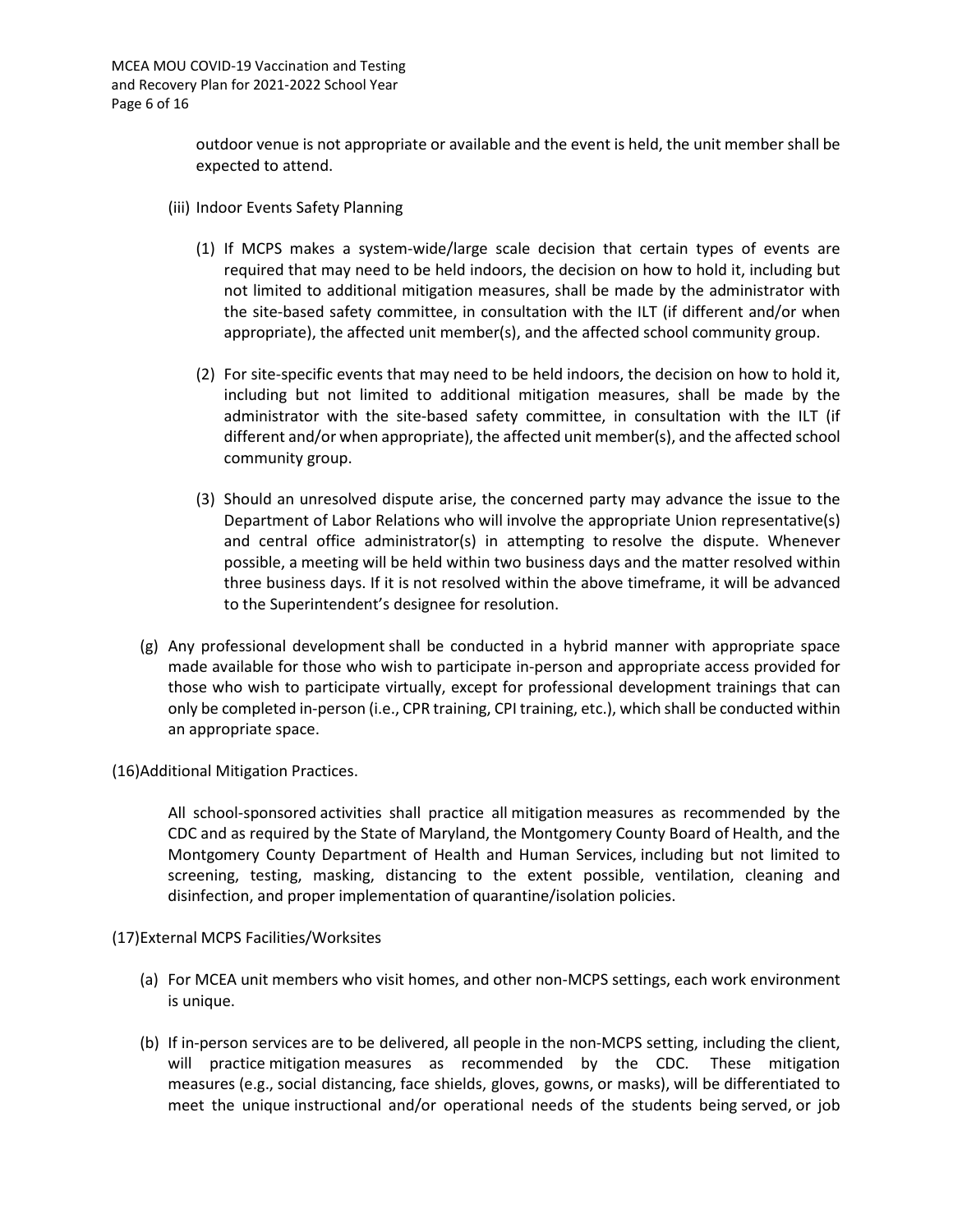outdoor venue is not appropriate or available and the event is held, the unit member shall be expected to attend.

(iii) Indoor Events Safety Planning

(1) If MCPS makes a system-wide/large scale decision that certain types of events are required that may need to be held indoors, the decision on how to hold it, including but not limited to additional mitigation measures, shall be made by the administrator with the site-based safety committee, in consultation with the ILT (if different and/or when appropriate), the affected unit member(s), and the affected school community group.

(2) For site-specific events that may need to be held indoors, the decision on how to hold it, including but not limited to additional mitigation measures, shall be made by the administrator with the site-based safety committee, in consultation with the ILT (if different and/or when appropriate), the affected unit member(s), and the affected school community group.

(3) Should an unresolved dispute arise, the concerned party may advance the issue to the Department of Labor Relations who will involve the appropriate Union representative(s) and central office administrator(s) in attempting to resolve the dispute. Whenever possible, a meeting will be held within two business days and the matter resolved within three business days. If it is not resolved within the above timeframe, it will be advanced to the Superintendent's designee for resolution.

(g) Any professional development shall be conducted in a hybrid manner with appropriate space made available for those who wish to participate in-person and appropriate access provided for those who wish to participate virtually, except for professional development trainings that can only be completed in-person (i.e., CPR training, CPI training, etc.), which shall be conducted within an appropriate space.

(16) Additional Mitigation Practices.

All school-sponsored activities shall practice all mitigation measures as recommended by the CDC and as required by the State of Maryland, the Montgomery County Board of Health, and the Montgomery County Department of Health and Human Services, including but not limited to screening, testing, masking, distancing to the extent possible, ventilation, cleaning and disinfection, and proper implementation of quarantine/isolation policies.

(17) External MCPS Facilities/Worksites

(a) For MCEA unit members who visit homes, and other non-MCPS settings, each work environment is unique.

(b) If in-person services are to be delivered, all people in the non-MCPS setting, including the client, will practice mitigation measures as recommended by the CDC. These mitigation measures (e.g., social distancing, face shields, gloves, gowns, or masks), will be differentiated to meet the unique instructional and/or operational needs of the students being served, or job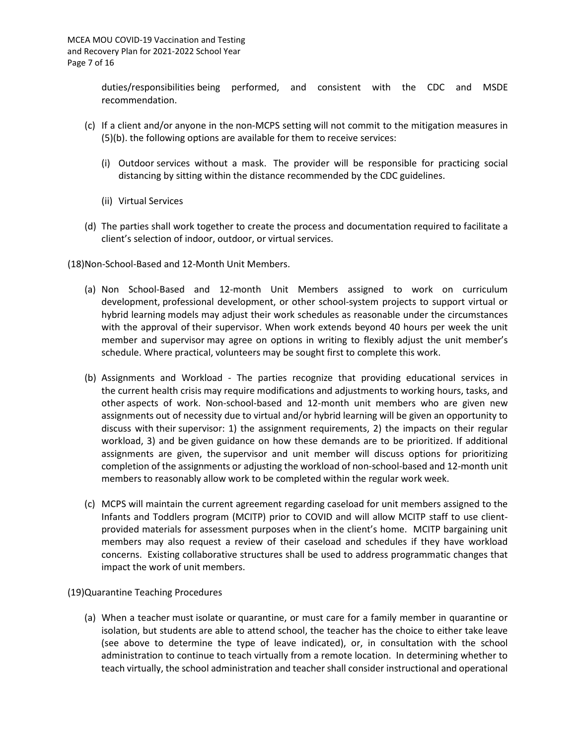duties/responsibilities being performed, and consistent with the CDC and MSDE recommendation.

(c) If a client and/or anyone in the non-MCPS setting will not commit to the mitigation measures in (5)(b). the following options are available for them to receive services:

(i) Outdoor services without a mask. The provider will be responsible for practicing social distancing by sitting within the distance recommended by the CDC guidelines.

(ii) Virtual Services

(d) The parties shall work together to create the process and documentation required to facilitate a client's selection of indoor, outdoor, or virtual services.

(18)Non-School-Based and 12-Month Unit Members.

(a) Non School-Based and 12-month Unit Members assigned to work on curriculum development, professional development, or other school-system projects to support virtual or hybrid learning models may adjust their work schedules as reasonable under the circumstances with the approval of their supervisor. When work extends beyond 40 hours per week the unit member and supervisor may agree on options in writing to flexibly adjust the unit member's schedule. Where practical, volunteers may be sought first to complete this work.

(b) Assignments and Workload - The parties recognize that providing educational services in the current health crisis may require modifications and adjustments to working hours, tasks, and other aspects of work. Non-school-based and 12-month unit members who are given new assignments out of necessity due to virtual and/or hybrid learning will be given an opportunity to discuss with their supervisor: 1) the assignment requirements, 2) the impacts on their regular workload, 3) and be given guidance on how these demands are to be prioritized. If additional assignments are given, the supervisor and unit member will discuss options for prioritizing completion of the assignments or adjusting the workload of non-school-based and 12-month unit members to reasonably allow work to be completed within the regular work week.

(c) MCPS will maintain the current agreement regarding caseload for unit members assigned to the Infants and Toddlers program (MCITP) prior to COVID and will allow MCITP staff to use client-provided materials for assessment purposes when in the client's home. MCITP bargaining unit members may also request a review of their caseload and schedules if they have workload concerns. Existing collaborative structures shall be used to address programmatic changes that impact the work of unit members.

(19)Quarantine Teaching Procedures

(a) When a teacher must isolate or quarantine, or must care for a family member in quarantine or isolation, but students are able to attend school, the teacher has the choice to either take leave (see above to determine the type of leave indicated), or, in consultation with the school administration to continue to teach virtually from a remote location. In determining whether to teach virtually, the school administration and teacher shall consider instructional and operational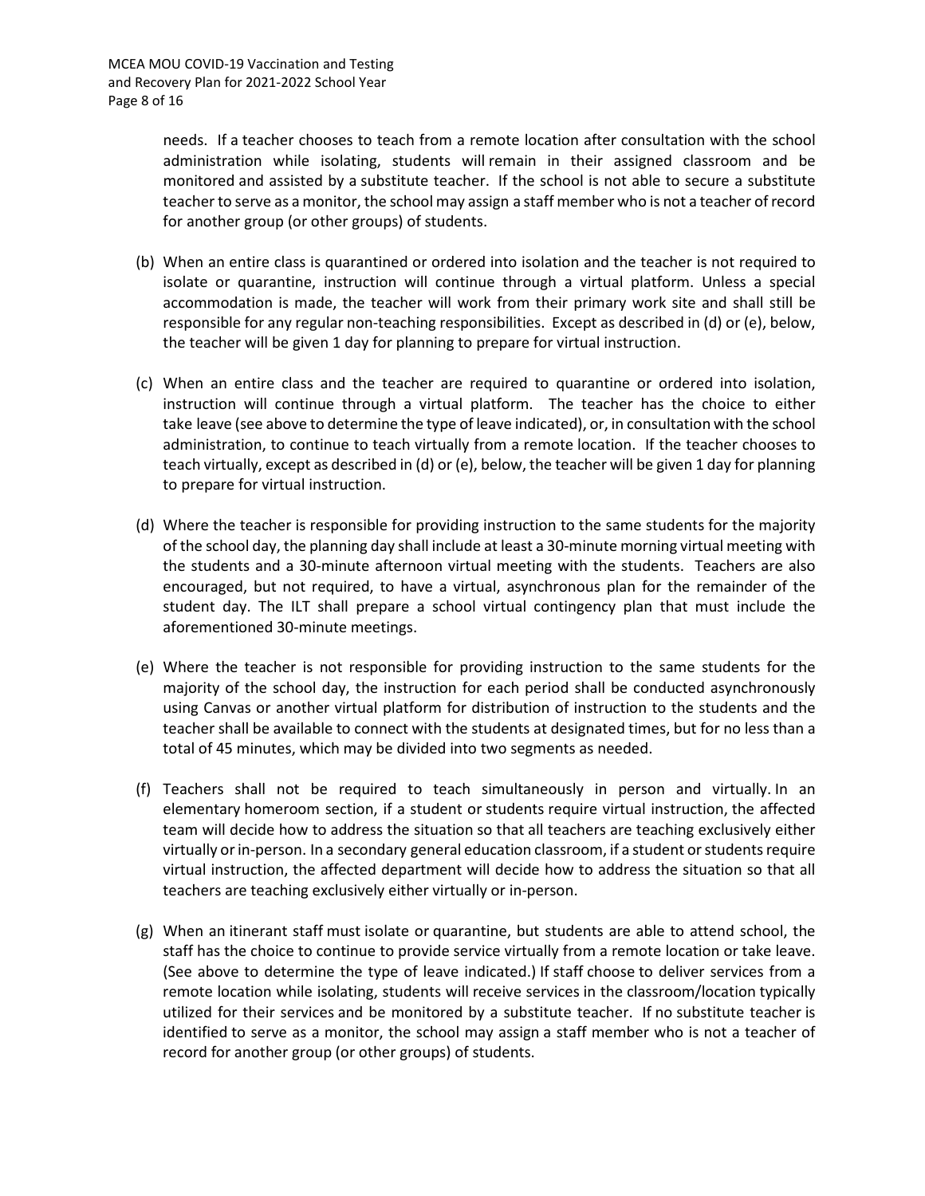needs. If a teacher chooses to teach from a remote location after consultation with the school administration while isolating, students will remain in their assigned classroom and be monitored and assisted by a substitute teacher. If the school is not able to secure a substitute teacher to serve as a monitor, the school may assign a staff member who is not a teacher of record for another group (or other groups) of students.

(b) When an entire class is quarantined or ordered into isolation and the teacher is not required to isolate or quarantine, instruction will continue through a virtual platform. Unless a special accommodation is made, the teacher will work from their primary work site and shall still be responsible for any regular non-teaching responsibilities. Except as described in (d) or (e), below, the teacher will be given 1 day for planning to prepare for virtual instruction.

(c) When an entire class and the teacher are required to quarantine or ordered into isolation, instruction will continue through a virtual platform. The teacher has the choice to either take leave (see above to determine the type of leave indicated), or, in consultation with the school administration, to continue to teach virtually from a remote location. If the teacher chooses to teach virtually, except as described in (d) or (e), below, the teacher will be given 1 day for planning to prepare for virtual instruction.

(d) Where the teacher is responsible for providing instruction to the same students for the majority of the school day, the planning day shall include at least a 30-minute morning virtual meeting with the students and a 30-minute afternoon virtual meeting with the students. Teachers are also encouraged, but not required, to have a virtual, asynchronous plan for the remainder of the student day. The ILT shall prepare a school virtual contingency plan that must include the aforementioned 30-minute meetings.

(e) Where the teacher is not responsible for providing instruction to the same students for the majority of the school day, the instruction for each period shall be conducted asynchronously using Canvas or another virtual platform for distribution of instruction to the students and the teacher shall be available to connect with the students at designated times, but for no less than a total of 45 minutes, which may be divided into two segments as needed.

(f) Teachers shall not be required to teach simultaneously in person and virtually. In an elementary homeroom section, if a student or students require virtual instruction, the affected team will decide how to address the situation so that all teachers are teaching exclusively either virtually or in-person. In a secondary general education classroom, if a student or students require virtual instruction, the affected department will decide how to address the situation so that all teachers are teaching exclusively either virtually or in-person.

(g) When an itinerant staff must isolate or quarantine, but students are able to attend school, the staff has the choice to continue to provide service virtually from a remote location or take leave. (See above to determine the type of leave indicated.) If staff choose to deliver services from a remote location while isolating, students will receive services in the classroom/location typically utilized for their services and be monitored by a substitute teacher. If no substitute teacher is identified to serve as a monitor, the school may assign a staff member who is not a teacher of record for another group (or other groups) of students.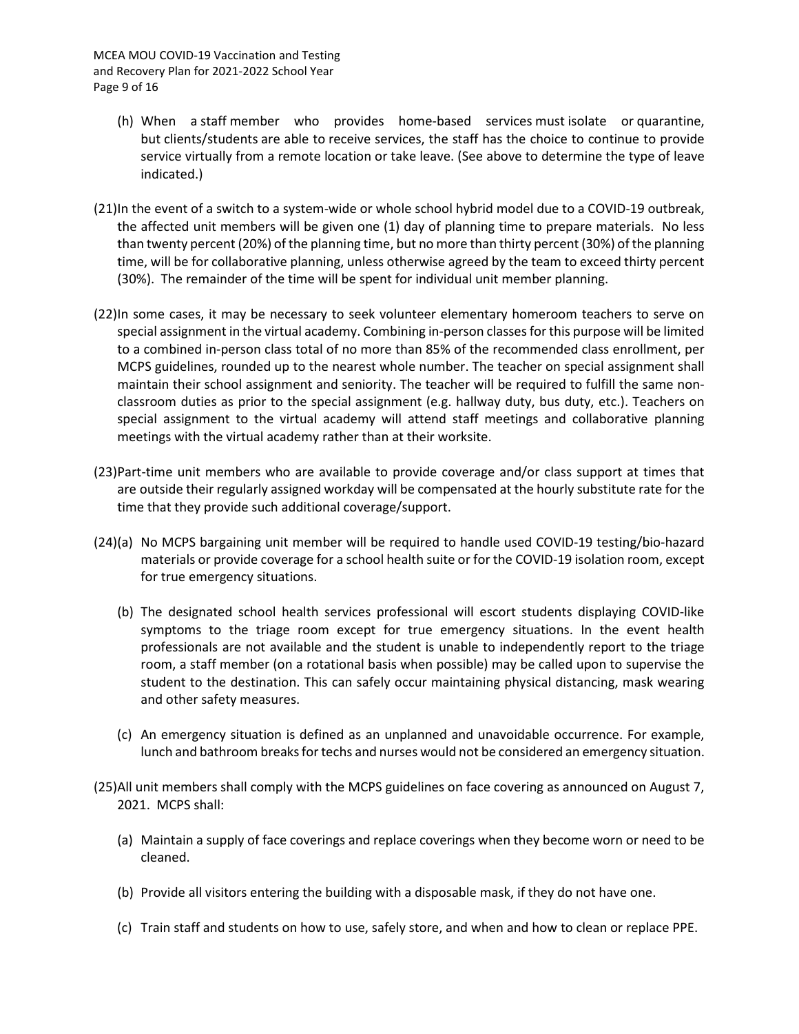(h) When a staff member who provides home-based services must isolate or quarantine, but clients/students are able to receive services, the staff has the choice to continue to provide service virtually from a remote location or take leave. (See above to determine the type of leave indicated.)

(21) In the event of a switch to a system-wide or whole school hybrid model due to a COVID-19 outbreak, the affected unit members will be given one (1) day of planning time to prepare materials. No less than twenty percent (20%) of the planning time, but no more than thirty percent (30%) of the planning time, will be for collaborative planning, unless otherwise agreed by the team to exceed thirty percent (30%). The remainder of the time will be spent for individual unit member planning.

(22) In some cases, it may be necessary to seek volunteer elementary homeroom teachers to serve on special assignment in the virtual academy. Combining in-person classes for this purpose will be limited to a combined in-person class total of no more than 85% of the recommended class enrollment, per MCPS guidelines, rounded up to the nearest whole number. The teacher on special assignment shall maintain their school assignment and seniority. The teacher will be required to fulfill the same non-classroom duties as prior to the special assignment (e.g. hallway duty, bus duty, etc.). Teachers on special assignment to the virtual academy will attend staff meetings and collaborative planning meetings with the virtual academy rather than at their worksite.

(23) Part-time unit members who are available to provide coverage and/or class support at times that are outside their regularly assigned workday will be compensated at the hourly substitute rate for the time that they provide such additional coverage/support.

(24)(a) No MCPS bargaining unit member will be required to handle used COVID-19 testing/bio-hazard materials or provide coverage for a school health suite or for the COVID-19 isolation room, except for true emergency situations.

(b) The designated school health services professional will escort students displaying COVID-like symptoms to the triage room except for true emergency situations. In the event health professionals are not available and the student is unable to independently report to the triage room, a staff member (on a rotational basis when possible) may be called upon to supervise the student to the destination. This can safely occur maintaining physical distancing, mask wearing and other safety measures.

(c) An emergency situation is defined as an unplanned and unavoidable occurrence. For example, lunch and bathroom breaks for techs and nurses would not be considered an emergency situation.

(25) All unit members shall comply with the MCPS guidelines on face covering as announced on August 7, 2021. MCPS shall:

(a) Maintain a supply of face coverings and replace coverings when they become worn or need to be cleaned.

(b) Provide all visitors entering the building with a disposable mask, if they do not have one.

(c) Train staff and students on how to use, safely store, and when and how to clean or replace PPE.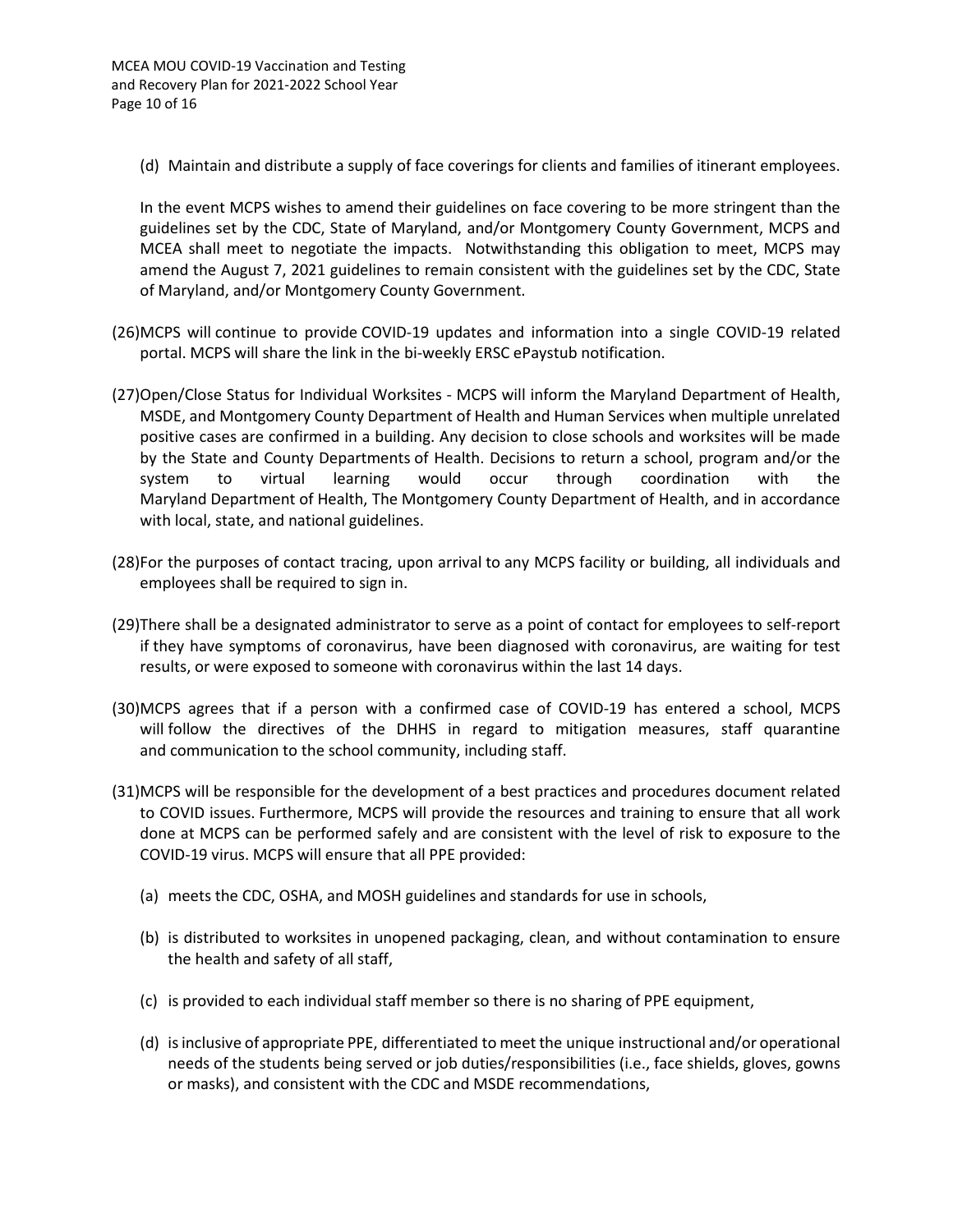(d) Maintain and distribute a supply of face coverings for clients and families of itinerant employees.

In the event MCPS wishes to amend their guidelines on face covering to be more stringent than the guidelines set by the CDC, State of Maryland, and/or Montgomery County Government, MCPS and MCEA shall meet to negotiate the impacts. Notwithstanding this obligation to meet, MCPS may amend the August 7, 2021 guidelines to remain consistent with the guidelines set by the CDC, State of Maryland, and/or Montgomery County Government.

(26) MCPS will continue to provide COVID-19 updates and information into a single COVID-19 related portal. MCPS will share the link in the bi-weekly ERSC ePaystub notification.

(27) Open/Close Status for Individual Worksites - MCPS will inform the Maryland Department of Health, MSDE, and Montgomery County Department of Health and Human Services when multiple unrelated positive cases are confirmed in a building. Any decision to close schools and worksites will be made by the State and County Departments of Health. Decisions to return a school, program and/or the system to virtual learning would occur through coordination with the Maryland Department of Health, The Montgomery County Department of Health, and in accordance with local, state, and national guidelines.

(28) For the purposes of contact tracing, upon arrival to any MCPS facility or building, all individuals and employees shall be required to sign in.

(29) There shall be a designated administrator to serve as a point of contact for employees to self-report if they have symptoms of coronavirus, have been diagnosed with coronavirus, are waiting for test results, or were exposed to someone with coronavirus within the last 14 days.

(30) MCPS agrees that if a person with a confirmed case of COVID-19 has entered a school, MCPS will follow the directives of the DHHS in regard to mitigation measures, staff quarantine and communication to the school community, including staff.

(31) MCPS will be responsible for the development of a best practices and procedures document related to COVID issues. Furthermore, MCPS will provide the resources and training to ensure that all work done at MCPS can be performed safely and are consistent with the level of risk to exposure to the COVID-19 virus. MCPS will ensure that all PPE provided:

(a) meets the CDC, OSHA, and MOSH guidelines and standards for use in schools,

(b) is distributed to worksites in unopened packaging, clean, and without contamination to ensure the health and safety of all staff,

(c) is provided to each individual staff member so there is no sharing of PPE equipment,

(d) is inclusive of appropriate PPE, differentiated to meet the unique instructional and/or operational needs of the students being served or job duties/responsibilities (i.e., face shields, gloves, gowns or masks), and consistent with the CDC and MSDE recommendations,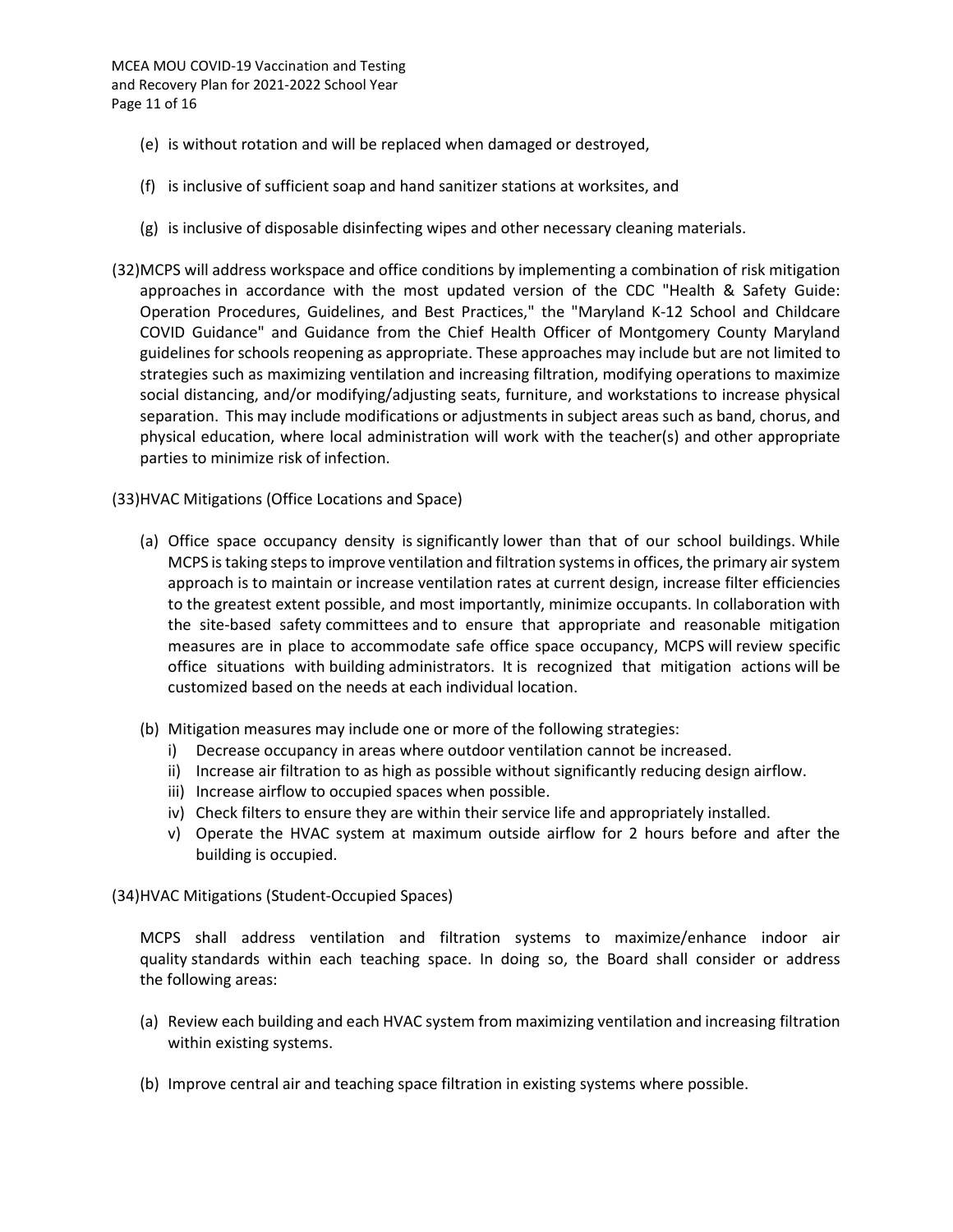(e) is without rotation and will be replaced when damaged or destroyed,

(f) is inclusive of sufficient soap and hand sanitizer stations at worksites, and

(g) is inclusive of disposable disinfecting wipes and other necessary cleaning materials.

(32)MCPS will address workspace and office conditions by implementing a combination of risk mitigation approaches in accordance with the most updated version of the CDC "Health & Safety Guide: Operation Procedures, Guidelines, and Best Practices," the "Maryland K-12 School and Childcare COVID Guidance" and Guidance from the Chief Health Officer of Montgomery County Maryland guidelines for schools reopening as appropriate. These approaches may include but are not limited to strategies such as maximizing ventilation and increasing filtration, modifying operations to maximize social distancing, and/or modifying/adjusting seats, furniture, and workstations to increase physical separation. This may include modifications or adjustments in subject areas such as band, chorus, and physical education, where local administration will work with the teacher(s) and other appropriate parties to minimize risk of infection.

(33)HVAC Mitigations (Office Locations and Space)

(a) Office space occupancy density is significantly lower than that of our school buildings. While MCPS is taking steps to improve ventilation and filtration systems in offices, the primary air system approach is to maintain or increase ventilation rates at current design, increase filter efficiencies to the greatest extent possible, and most importantly, minimize occupants. In collaboration with the site-based safety committees and to ensure that appropriate and reasonable mitigation measures are in place to accommodate safe office space occupancy, MCPS will review specific office situations with building administrators. It is recognized that mitigation actions will be customized based on the needs at each individual location.

(b) Mitigation measures may include one or more of the following strategies:
   - i) Decrease occupancy in areas where outdoor ventilation cannot be increased.
   - ii) Increase air filtration to as high as possible without significantly reducing design airflow.
   - iii) Increase airflow to occupied spaces when possible.
   - iv) Check filters to ensure they are within their service life and appropriately installed.
   - v) Operate the HVAC system at maximum outside airflow for 2 hours before and after the building is occupied.

(34)HVAC Mitigations (Student-Occupied Spaces)

MCPS shall address ventilation and filtration systems to maximize/enhance indoor air quality standards within each teaching space. In doing so, the Board shall consider or address the following areas:

(a) Review each building and each HVAC system from maximizing ventilation and increasing filtration within existing systems.

(b) Improve central air and teaching space filtration in existing systems where possible.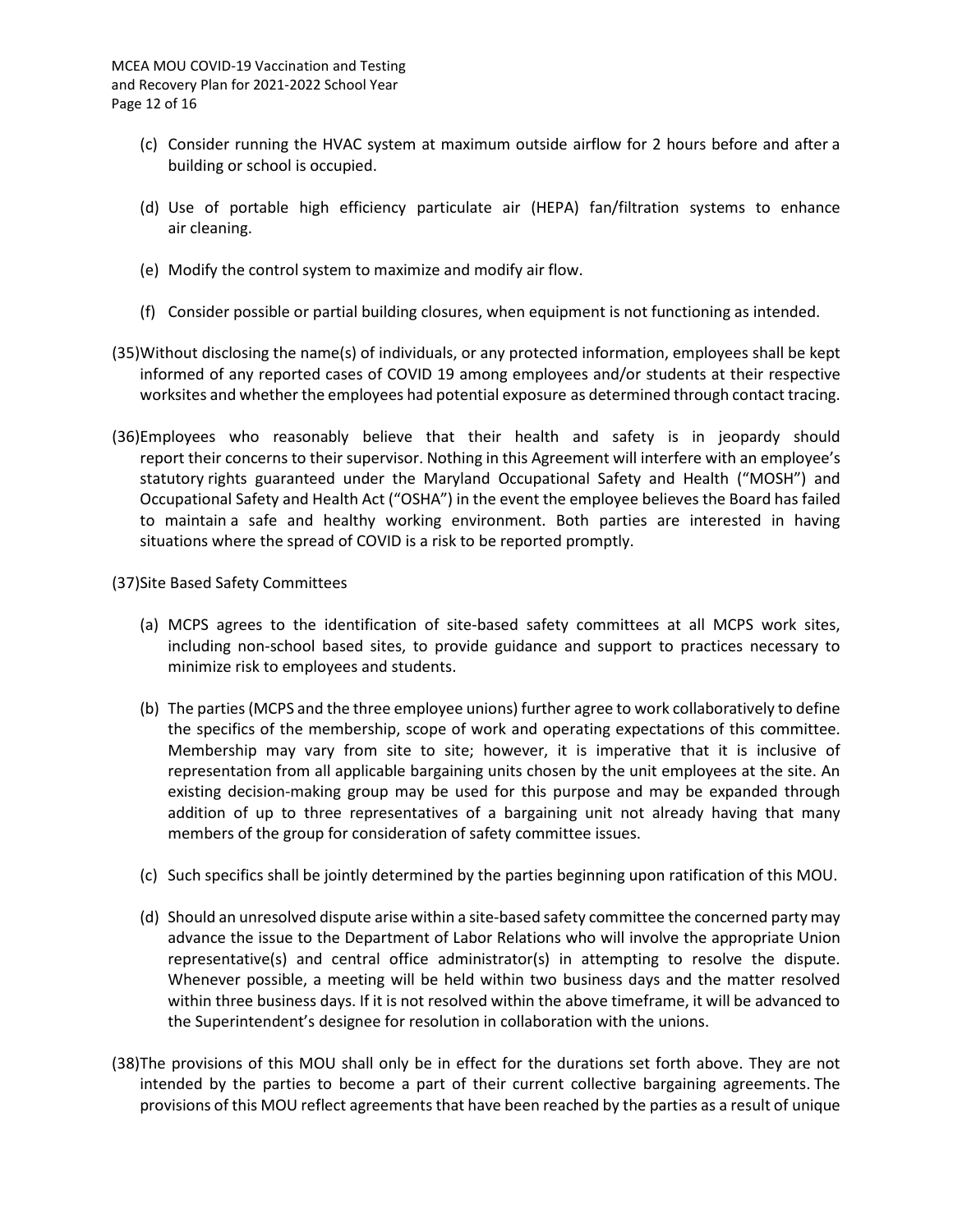(c) Consider running the HVAC system at maximum outside airflow for 2 hours before and after a building or school is occupied.

(d) Use of portable high efficiency particulate air (HEPA) fan/filtration systems to enhance air cleaning.

(e) Modify the control system to maximize and modify air flow.

(f) Consider possible or partial building closures, when equipment is not functioning as intended.

(35) Without disclosing the name(s) of individuals, or any protected information, employees shall be kept informed of any reported cases of COVID 19 among employees and/or students at their respective worksites and whether the employees had potential exposure as determined through contact tracing.

(36) Employees who reasonably believe that their health and safety is in jeopardy should report their concerns to their supervisor. Nothing in this Agreement will interfere with an employee's statutory rights guaranteed under the Maryland Occupational Safety and Health ("MOSH") and Occupational Safety and Health Act ("OSHA") in the event the employee believes the Board has failed to maintain a safe and healthy working environment. Both parties are interested in having situations where the spread of COVID is a risk to be reported promptly.

(37) Site Based Safety Committees

(a) MCPS agrees to the identification of site-based safety committees at all MCPS work sites, including non-school based sites, to provide guidance and support to practices necessary to minimize risk to employees and students.

(b) The parties (MCPS and the three employee unions) further agree to work collaboratively to define the specifics of the membership, scope of work and operating expectations of this committee. Membership may vary from site to site; however, it is imperative that it is inclusive of representation from all applicable bargaining units chosen by the unit employees at the site. An existing decision-making group may be used for this purpose and may be expanded through addition of up to three representatives of a bargaining unit not already having that many members of the group for consideration of safety committee issues.

(c) Such specifics shall be jointly determined by the parties beginning upon ratification of this MOU.

(d) Should an unresolved dispute arise within a site-based safety committee the concerned party may advance the issue to the Department of Labor Relations who will involve the appropriate Union representative(s) and central office administrator(s) in attempting to resolve the dispute. Whenever possible, a meeting will be held within two business days and the matter resolved within three business days. If it is not resolved within the above timeframe, it will be advanced to the Superintendent's designee for resolution in collaboration with the unions.

(38) The provisions of this MOU shall only be in effect for the durations set forth above. They are not intended by the parties to become a part of their current collective bargaining agreements. The provisions of this MOU reflect agreements that have been reached by the parties as a result of unique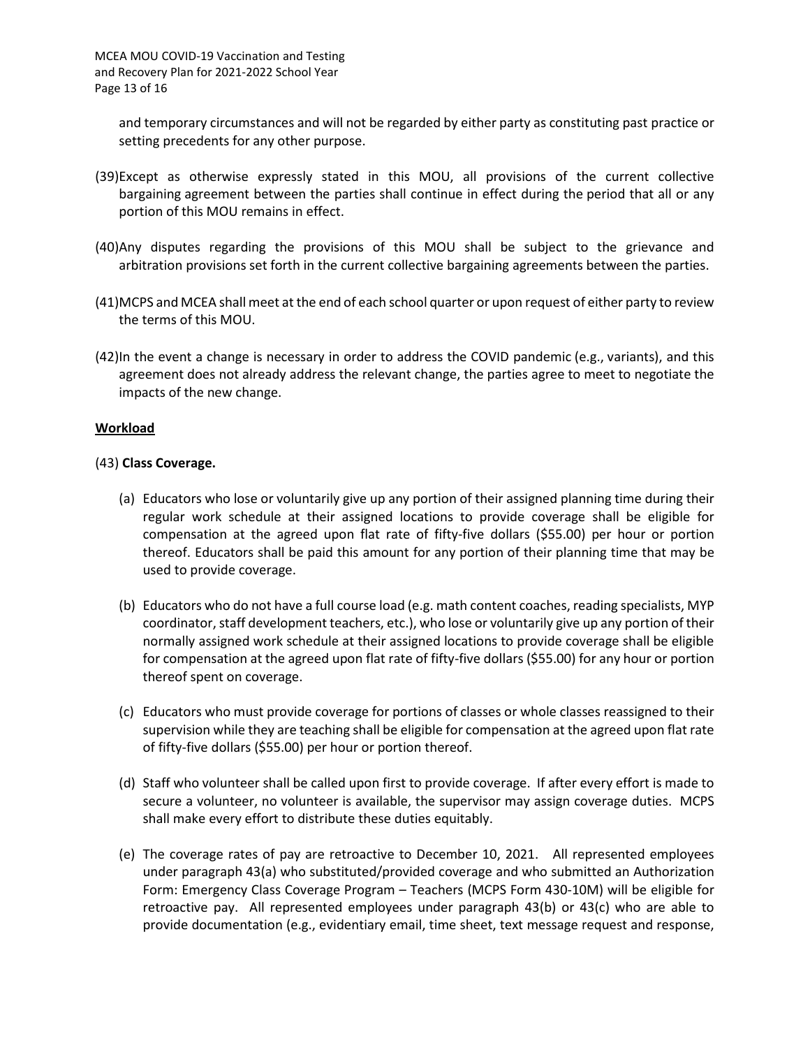and temporary circumstances and will not be regarded by either party as constituting past practice or setting precedents for any other purpose.

(39) Except as otherwise expressly stated in this MOU, all provisions of the current collective bargaining agreement between the parties shall continue in effect during the period that all or any portion of this MOU remains in effect.

(40) Any disputes regarding the provisions of this MOU shall be subject to the grievance and arbitration provisions set forth in the current collective bargaining agreements between the parties.

(41) MCPS and MCEA shall meet at the end of each school quarter or upon request of either party to review the terms of this MOU.

(42) In the event a change is necessary in order to address the COVID pandemic (e.g., variants), and this agreement does not already address the relevant change, the parties agree to meet to negotiate the impacts of the new change.

**Workload**

(43) **Class Coverage.**

(a) Educators who lose or voluntarily give up any portion of their assigned planning time during their regular work schedule at their assigned locations to provide coverage shall be eligible for compensation at the agreed upon flat rate of fifty-five dollars ($55.00) per hour or portion thereof. Educators shall be paid this amount for any portion of their planning time that may be used to provide coverage.

(b) Educators who do not have a full course load (e.g. math content coaches, reading specialists, MYP coordinator, staff development teachers, etc.), who lose or voluntarily give up any portion of their normally assigned work schedule at their assigned locations to provide coverage shall be eligible for compensation at the agreed upon flat rate of fifty-five dollars ($55.00) for any hour or portion thereof spent on coverage.

(c) Educators who must provide coverage for portions of classes or whole classes reassigned to their supervision while they are teaching shall be eligible for compensation at the agreed upon flat rate of fifty-five dollars ($55.00) per hour or portion thereof.

(d) Staff who volunteer shall be called upon first to provide coverage. If after every effort is made to secure a volunteer, no volunteer is available, the supervisor may assign coverage duties. MCPS shall make every effort to distribute these duties equitably.

(e) The coverage rates of pay are retroactive to December 10, 2021. All represented employees under paragraph 43(a) who substituted/provided coverage and who submitted an Authorization Form: Emergency Class Coverage Program – Teachers (MCPS Form 430-10M) will be eligible for retroactive pay. All represented employees under paragraph 43(b) or 43(c) who are able to provide documentation (e.g., evidentiary email, time sheet, text message request and response,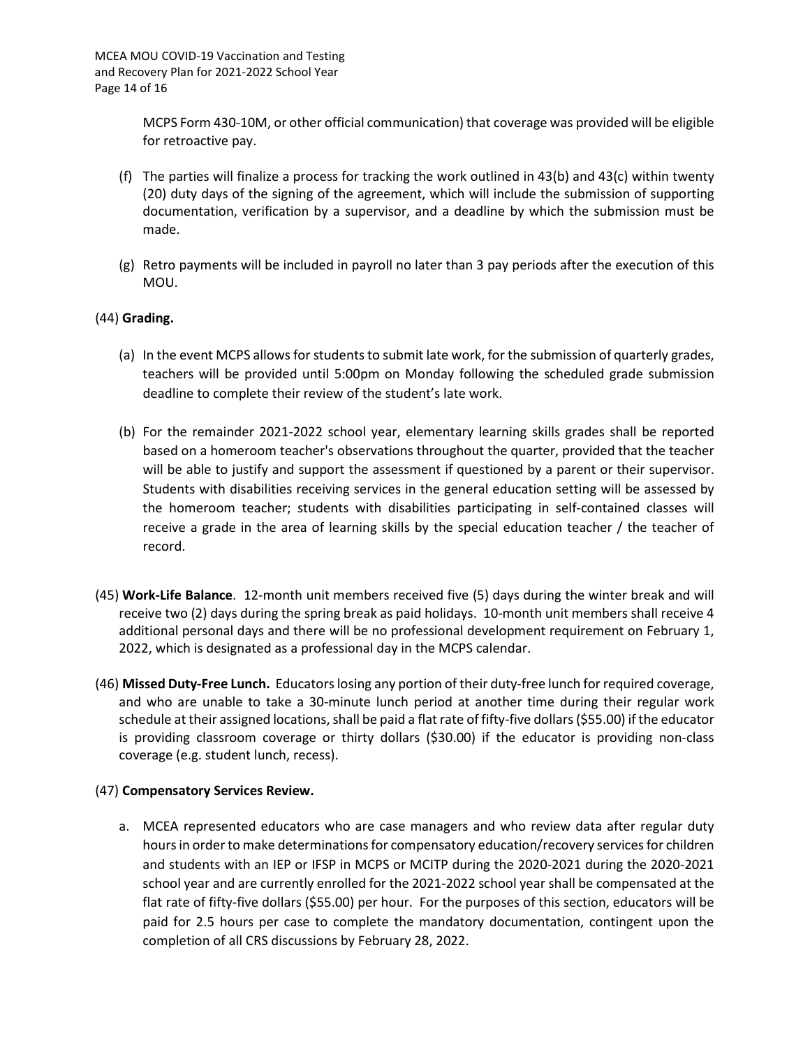MCPS Form 430-10M, or other official communication) that coverage was provided will be eligible for retroactive pay.

(f) The parties will finalize a process for tracking the work outlined in 43(b) and 43(c) within twenty (20) duty days of the signing of the agreement, which will include the submission of supporting documentation, verification by a supervisor, and a deadline by which the submission must be made.

(g) Retro payments will be included in payroll no later than 3 pay periods after the execution of this MOU.

(44) **Grading.**

(a) In the event MCPS allows for students to submit late work, for the submission of quarterly grades, teachers will be provided until 5:00pm on Monday following the scheduled grade submission deadline to complete their review of the student's late work.

(b) For the remainder 2021-2022 school year, elementary learning skills grades shall be reported based on a homeroom teacher's observations throughout the quarter, provided that the teacher will be able to justify and support the assessment if questioned by a parent or their supervisor. Students with disabilities receiving services in the general education setting will be assessed by the homeroom teacher; students with disabilities participating in self-contained classes will receive a grade in the area of learning skills by the special education teacher / the teacher of record.

(45) **Work-Life Balance**. 12-month unit members received five (5) days during the winter break and will receive two (2) days during the spring break as paid holidays. 10-month unit members shall receive 4 additional personal days and there will be no professional development requirement on February 1, 2022, which is designated as a professional day in the MCPS calendar.

(46) **Missed Duty-Free Lunch.** Educators losing any portion of their duty-free lunch for required coverage, and who are unable to take a 30-minute lunch period at another time during their regular work schedule at their assigned locations, shall be paid a flat rate of fifty-five dollars ($55.00) if the educator is providing classroom coverage or thirty dollars ($30.00) if the educator is providing non-class coverage (e.g. student lunch, recess).

(47) **Compensatory Services Review.**

a. MCEA represented educators who are case managers and who review data after regular duty hours in order to make determinations for compensatory education/recovery services for children and students with an IEP or IFSP in MCPS or MCITP during the 2020-2021 during the 2020-2021 school year and are currently enrolled for the 2021-2022 school year shall be compensated at the flat rate of fifty-five dollars ($55.00) per hour. For the purposes of this section, educators will be paid for 2.5 hours per case to complete the mandatory documentation, contingent upon the completion of all CRS discussions by February 28, 2022.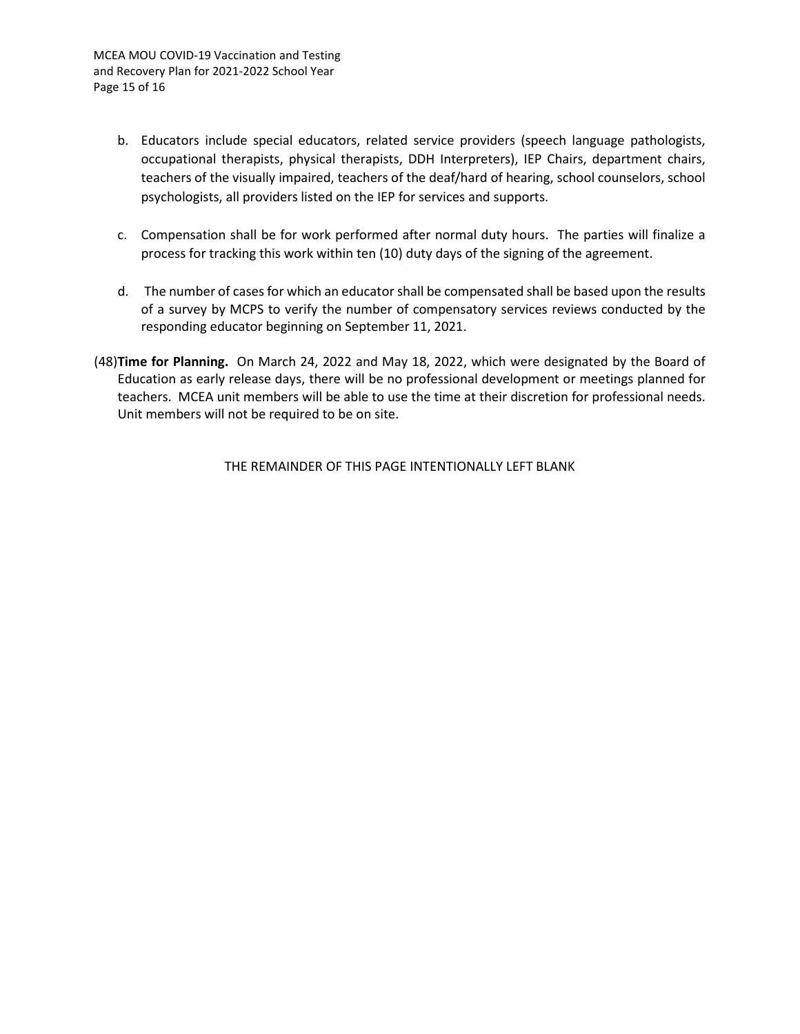b. Educators include special educators, related service providers (speech language pathologists, occupational therapists, physical therapists, DDH Interpreters), IEP Chairs, department chairs, teachers of the visually impaired, teachers of the deaf/hard of hearing, school counselors, school psychologists, all providers listed on the IEP for services and supports.

c. Compensation shall be for work performed after normal duty hours. The parties will finalize a process for tracking this work within ten (10) duty days of the signing of the agreement.

d. The number of cases for which an educator shall be compensated shall be based upon the results of a survey by MCPS to verify the number of compensatory services reviews conducted by the responding educator beginning on September 11, 2021.

(48) **Time for Planning.** On March 24, 2022 and May 18, 2022, which were designated by the Board of Education as early release days, there will be no professional development or meetings planned for teachers. MCEA unit members will be able to use the time at their discretion for professional needs. Unit members will not be required to be on site.

THE REMAINDER OF THIS PAGE INTENTIONALLY LEFT BLANK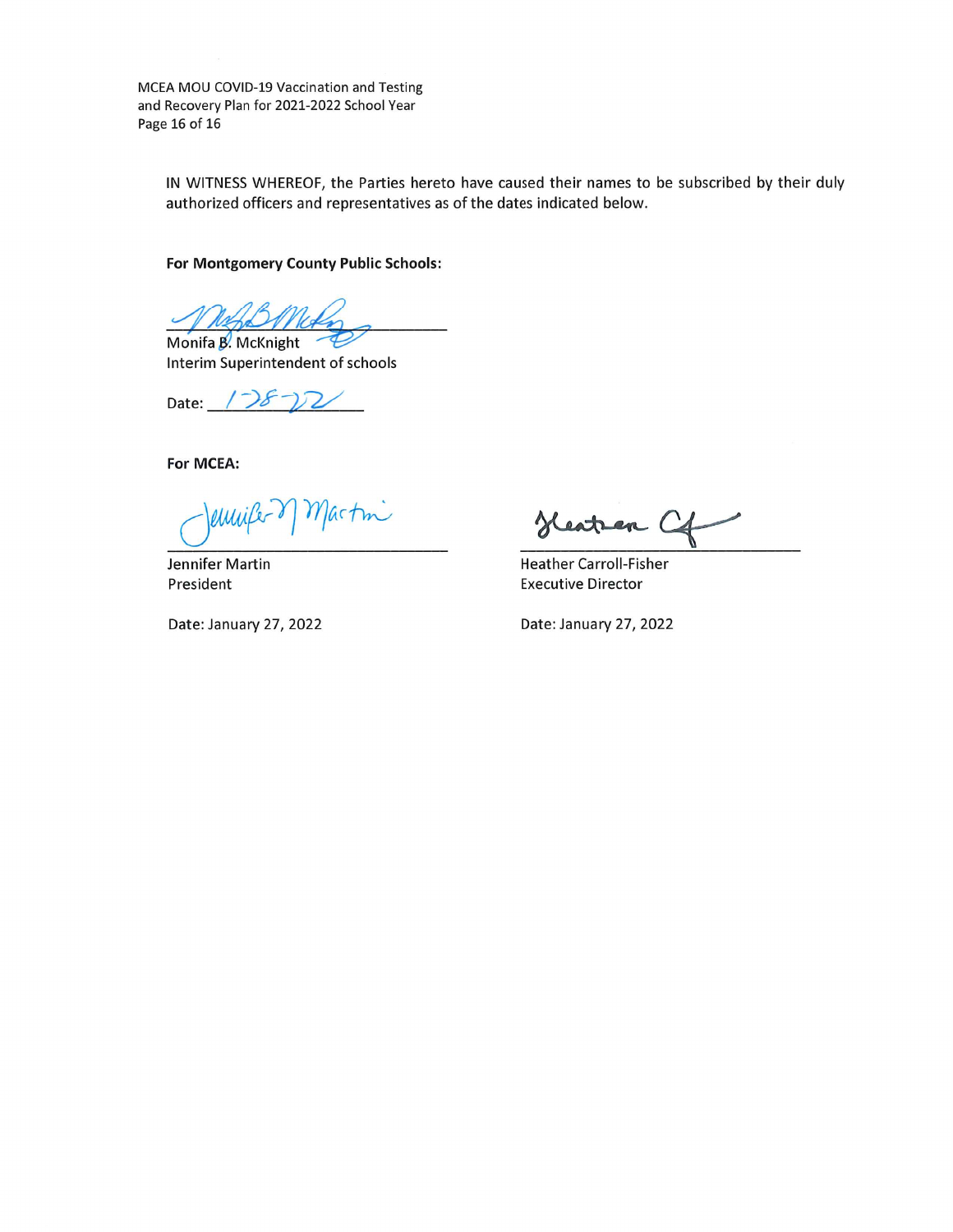IN WITNESS WHEREOF, the Parties hereto have caused their names to be subscribed by their duly authorized officers and representatives as of the dates indicated below.

**For Montgomery County Public Schools:**

Monifa B. McKnight
Interim Superintendent of schools

Date: 1-28-22

**For MCEA:**

Jennifer Martin
President

Date: January 27, 2022

Heather Carroll-Fisher
Executive Director

Date: January 27, 2022